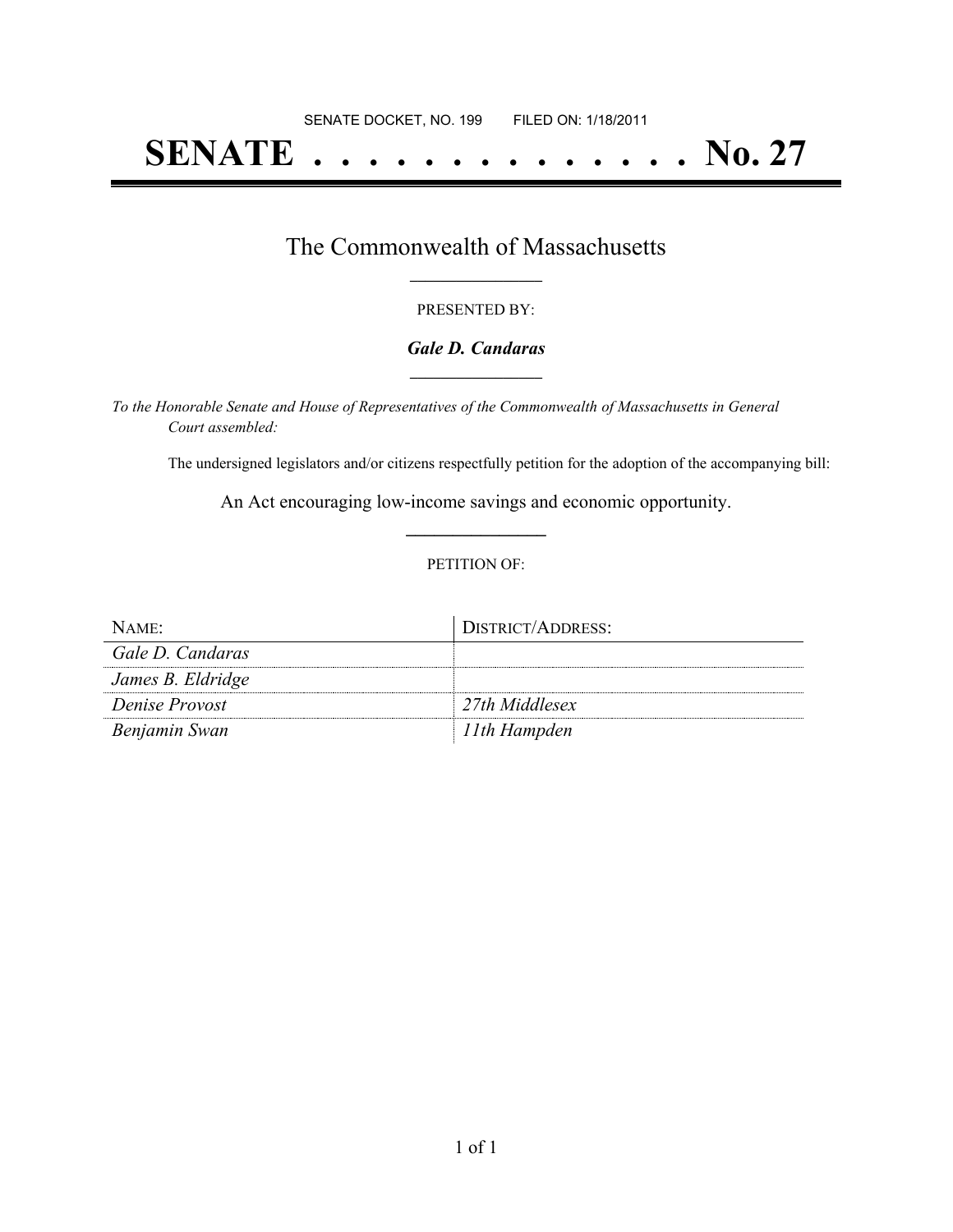SENATE DOCKET, NO. 199        FILED ON: 1/18/2011

# SENATE . . . . . . . . . . . . . . No. 27

## The Commonwealth of Massachusetts

PRESENTED BY:

***Gale D. Candaras***

*To the Honorable Senate and House of Representatives of the Commonwealth of Massachusetts in General Court assembled:*

The undersigned legislators and/or citizens respectfully petition for the adoption of the accompanying bill:

An Act encouraging low-income savings and economic opportunity.

PETITION OF:

| NAME: | DISTRICT/ADDRESS: |
|---|---|
| *Gale D. Candaras* | |
| *James B. Eldridge* | |
| *Denise Provost* | *27th Middlesex* |
| *Benjamin Swan* | *11th Hampden* |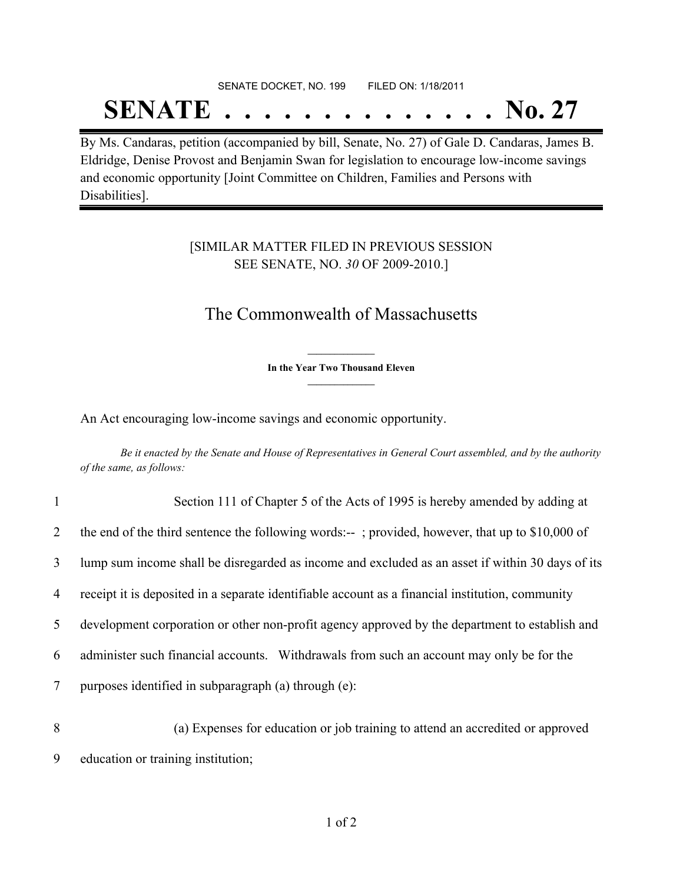SENATE DOCKET, NO. 199 FILED ON: 1/18/2011

# SENATE . . . . . . . . . . . . . . No. 27

By Ms. Candaras, petition (accompanied by bill, Senate, No. 27) of Gale D. Candaras, James B. Eldridge, Denise Provost and Benjamin Swan for legislation to encourage low-income savings and economic opportunity [Joint Committee on Children, Families and Persons with Disabilities].

[SIMILAR MATTER FILED IN PREVIOUS SESSION SEE SENATE, NO. *30* OF 2009-2010.]

## The Commonwealth of Massachusetts

**In the Year Two Thousand Eleven**

An Act encouraging low-income savings and economic opportunity.

*Be it enacted by the Senate and House of Representatives in General Court assembled, and by the authority of the same, as follows:*

1 Section 111 of Chapter 5 of the Acts of 1995 is hereby amended by adding at
2 the end of the third sentence the following words:-- ; provided, however, that up to $10,000 of
3 lump sum income shall be disregarded as income and excluded as an asset if within 30 days of its
4 receipt it is deposited in a separate identifiable account as a financial institution, community
5 development corporation or other non-profit agency approved by the department to establish and
6 administer such financial accounts. Withdrawals from such an account may only be for the
7 purposes identified in subparagraph (a) through (e):

8 (a) Expenses for education or job training to attend an accredited or approved
9 education or training institution;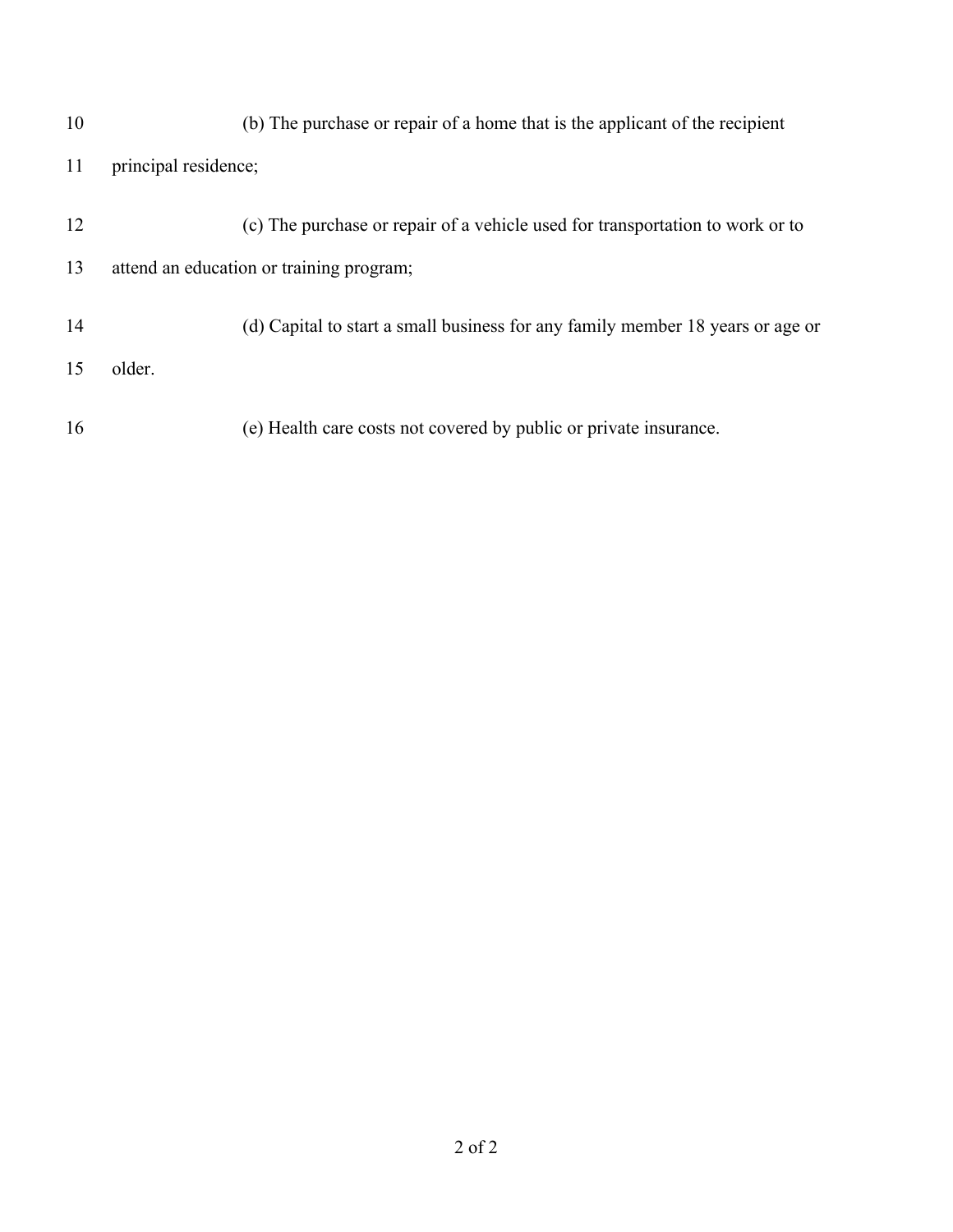(b) The purchase or repair of a home that is the applicant of the recipient principal residence;

(c) The purchase or repair of a vehicle used for transportation to work or to attend an education or training program;

(d) Capital to start a small business for any family member 18 years or age or older.

(e) Health care costs not covered by public or private insurance.